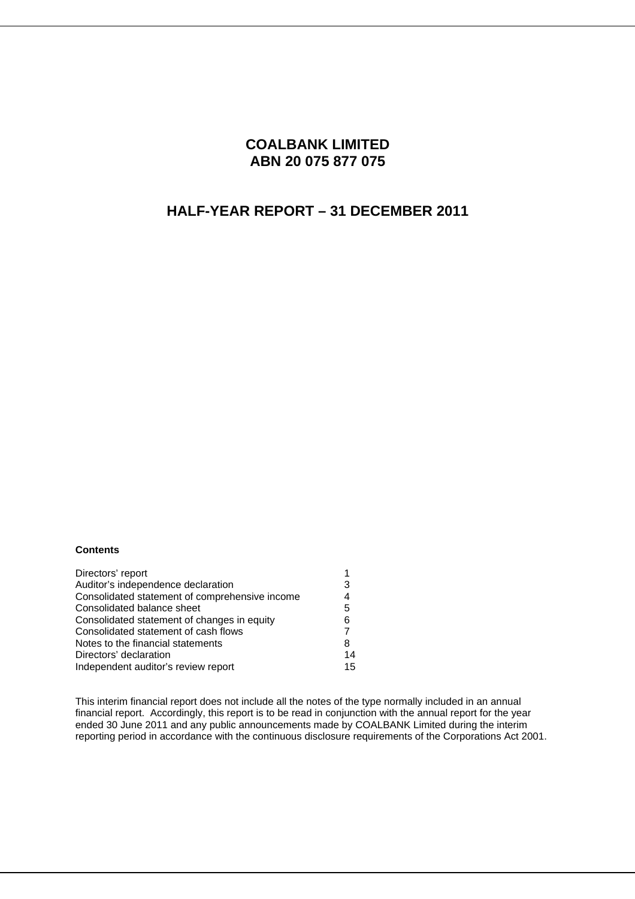# COALBANK LIMITED
# ABN 20 075 877 075

## HALF-YEAR REPORT – 31 DECEMBER 2011

**Contents**

| | |
|---|---|
| Directors' report | 1 |
| Auditor's independence declaration | 3 |
| Consolidated statement of comprehensive income | 4 |
| Consolidated balance sheet | 5 |
| Consolidated statement of changes in equity | 6 |
| Consolidated statement of cash flows | 7 |
| Notes to the financial statements | 8 |
| Directors' declaration | 14 |
| Independent auditor's review report | 15 |

This interim financial report does not include all the notes of the type normally included in an annual financial report. Accordingly, this report is to be read in conjunction with the annual report for the year ended 30 June 2011 and any public announcements made by COALBANK Limited during the interim reporting period in accordance with the continuous disclosure requirements of the Corporations Act 2001.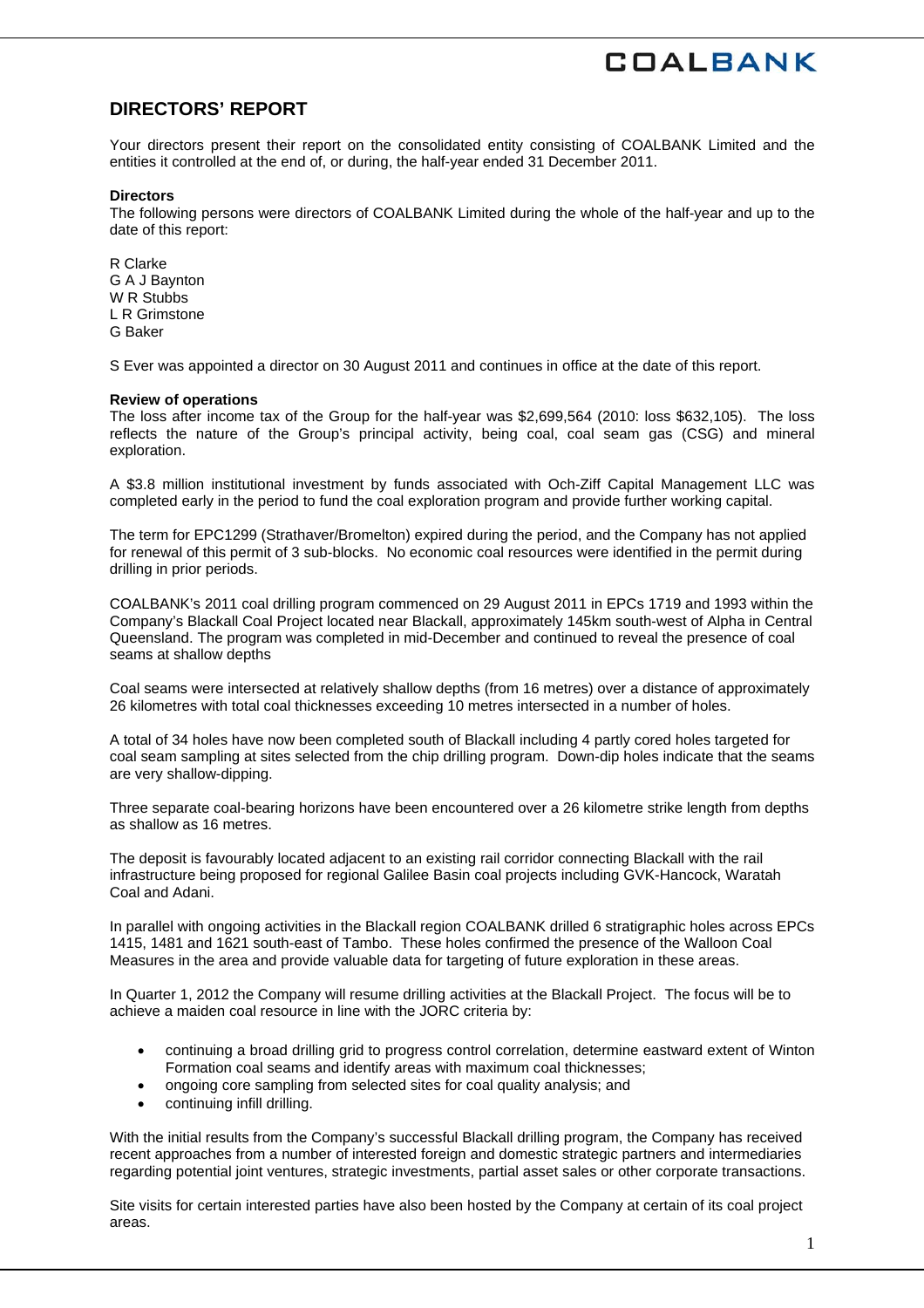# DIRECTORS' REPORT

Your directors present their report on the consolidated entity consisting of COALBANK Limited and the entities it controlled at the end of, or during, the half-year ended 31 December 2011.

**Directors**
The following persons were directors of COALBANK Limited during the whole of the half-year and up to the date of this report:

R Clarke
G A J Baynton
W R Stubbs
L R Grimstone
G Baker

S Ever was appointed a director on 30 August 2011 and continues in office at the date of this report.

**Review of operations**
The loss after income tax of the Group for the half-year was $2,699,564 (2010: loss $632,105). The loss reflects the nature of the Group's principal activity, being coal, coal seam gas (CSG) and mineral exploration.

A $3.8 million institutional investment by funds associated with Och-Ziff Capital Management LLC was completed early in the period to fund the coal exploration program and provide further working capital.

The term for EPC1299 (Strathaver/Bromelton) expired during the period, and the Company has not applied for renewal of this permit of 3 sub-blocks. No economic coal resources were identified in the permit during drilling in prior periods.

COALBANK's 2011 coal drilling program commenced on 29 August 2011 in EPCs 1719 and 1993 within the Company's Blackall Coal Project located near Blackall, approximately 145km south-west of Alpha in Central Queensland. The program was completed in mid-December and continued to reveal the presence of coal seams at shallow depths

Coal seams were intersected at relatively shallow depths (from 16 metres) over a distance of approximately 26 kilometres with total coal thicknesses exceeding 10 metres intersected in a number of holes.

A total of 34 holes have now been completed south of Blackall including 4 partly cored holes targeted for coal seam sampling at sites selected from the chip drilling program. Down-dip holes indicate that the seams are very shallow-dipping.

Three separate coal-bearing horizons have been encountered over a 26 kilometre strike length from depths as shallow as 16 metres.

The deposit is favourably located adjacent to an existing rail corridor connecting Blackall with the rail infrastructure being proposed for regional Galilee Basin coal projects including GVK-Hancock, Waratah Coal and Adani.

In parallel with ongoing activities in the Blackall region COALBANK drilled 6 stratigraphic holes across EPCs 1415, 1481 and 1621 south-east of Tambo. These holes confirmed the presence of the Walloon Coal Measures in the area and provide valuable data for targeting of future exploration in these areas.

In Quarter 1, 2012 the Company will resume drilling activities at the Blackall Project. The focus will be to achieve a maiden coal resource in line with the JORC criteria by:

- continuing a broad drilling grid to progress control correlation, determine eastward extent of Winton Formation coal seams and identify areas with maximum coal thicknesses;
- ongoing core sampling from selected sites for coal quality analysis; and
- continuing infill drilling.

With the initial results from the Company's successful Blackall drilling program, the Company has received recent approaches from a number of interested foreign and domestic strategic partners and intermediaries regarding potential joint ventures, strategic investments, partial asset sales or other corporate transactions.

Site visits for certain interested parties have also been hosted by the Company at certain of its coal project areas.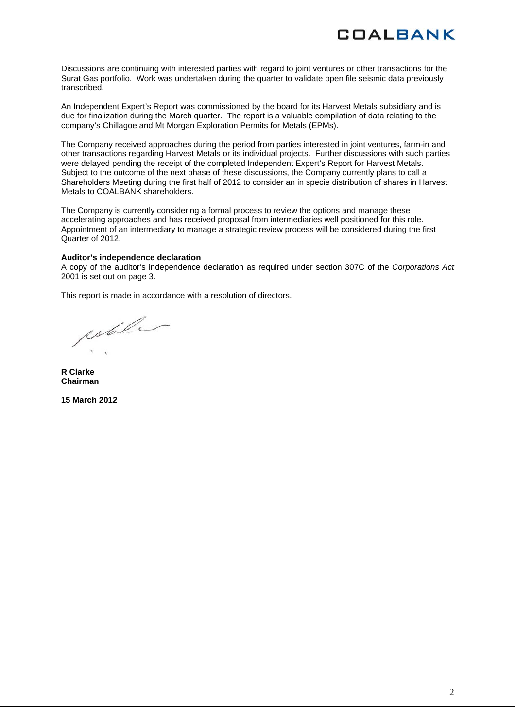Discussions are continuing with interested parties with regard to joint ventures or other transactions for the Surat Gas portfolio. Work was undertaken during the quarter to validate open file seismic data previously transcribed.

An Independent Expert's Report was commissioned by the board for its Harvest Metals subsidiary and is due for finalization during the March quarter. The report is a valuable compilation of data relating to the company's Chillagoe and Mt Morgan Exploration Permits for Metals (EPMs).

The Company received approaches during the period from parties interested in joint ventures, farm-in and other transactions regarding Harvest Metals or its individual projects. Further discussions with such parties were delayed pending the receipt of the completed Independent Expert's Report for Harvest Metals. Subject to the outcome of the next phase of these discussions, the Company currently plans to call a Shareholders Meeting during the first half of 2012 to consider an in specie distribution of shares in Harvest Metals to COALBANK shareholders.

The Company is currently considering a formal process to review the options and manage these accelerating approaches and has received proposal from intermediaries well positioned for this role. Appointment of an intermediary to manage a strategic review process will be considered during the first Quarter of 2012.

**Auditor's independence declaration**

A copy of the auditor's independence declaration as required under section 307C of the *Corporations Act* 2001 is set out on page 3.

This report is made in accordance with a resolution of directors.

**R Clarke**
**Chairman**

**15 March 2012**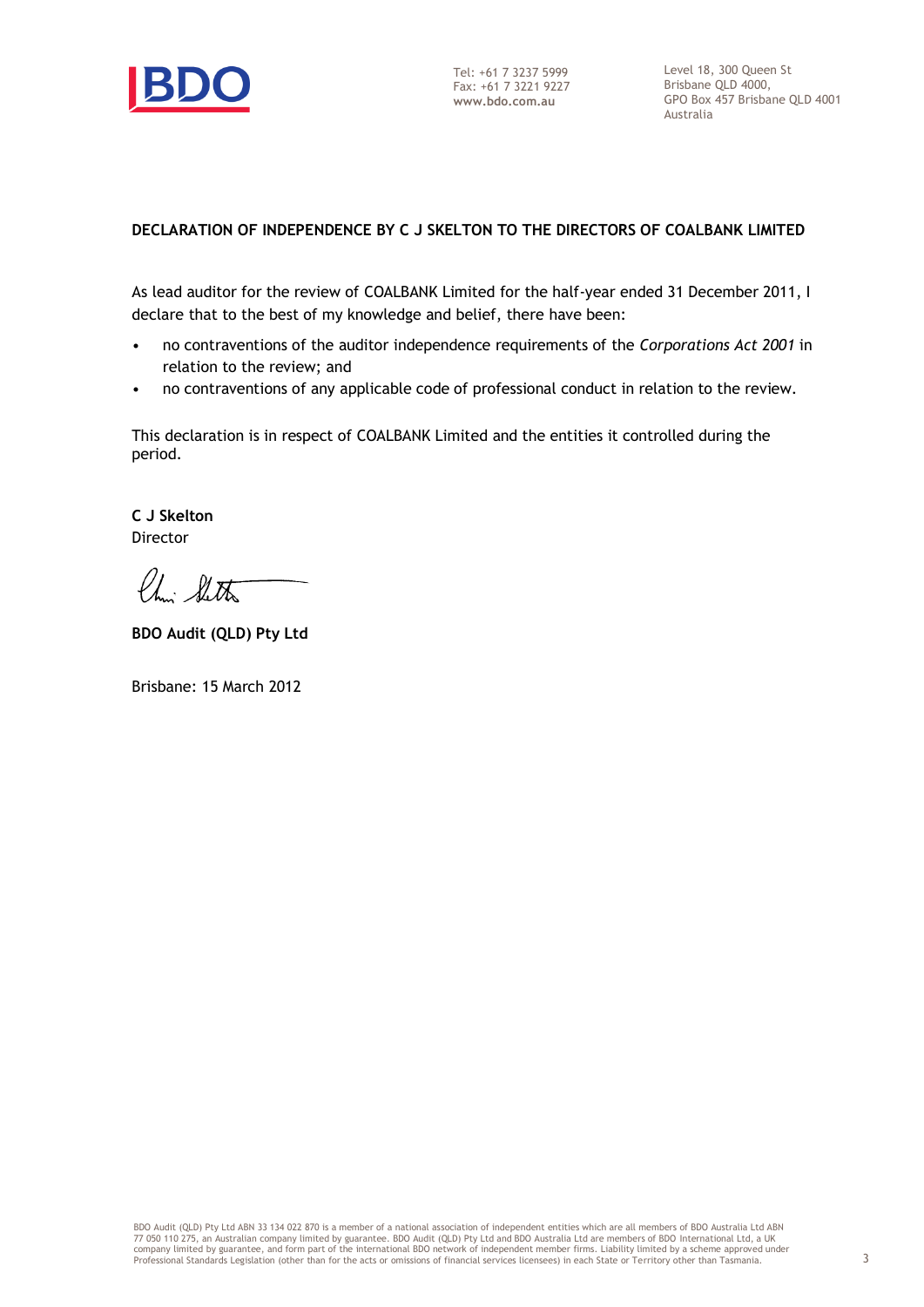Tel: +61 7 3237 5999
Fax: +61 7 3221 9227
**www.bdo.com.au**

Level 18, 300 Queen St
Brisbane QLD 4000,
GPO Box 457 Brisbane QLD 4001
Australia

**DECLARATION OF INDEPENDENCE BY C J SKELTON TO THE DIRECTORS OF COALBANK LIMITED**

As lead auditor for the review of COALBANK Limited for the half-year ended 31 December 2011, I declare that to the best of my knowledge and belief, there have been:

- no contraventions of the auditor independence requirements of the *Corporations Act 2001* in relation to the review; and
- no contraventions of any applicable code of professional conduct in relation to the review.

This declaration is in respect of COALBANK Limited and the entities it controlled during the period.

**C J Skelton**
Director

**BDO Audit (QLD) Pty Ltd**

Brisbane: 15 March 2012

BDO Audit (QLD) Pty Ltd ABN 33 134 022 870 is a member of a national association of independent entities which are all members of BDO Australia Ltd ABN 77 050 110 275, an Australian company limited by guarantee. BDO Audit (QLD) Pty Ltd and BDO Australia Ltd are members of BDO International Ltd, a UK company limited by guarantee, and form part of the international BDO network of independent member firms. Liability limited by a scheme approved under Professional Standards Legislation (other than for the acts or omissions of financial services licensees) in each State or Territory other than Tasmania.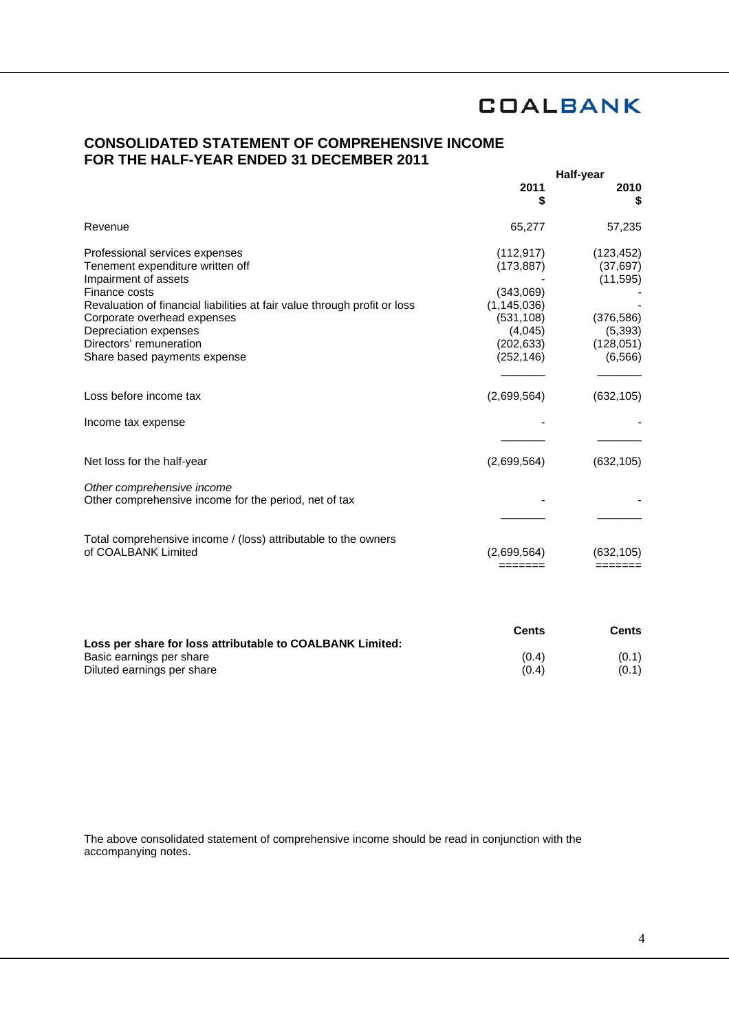COALBANK

# CONSOLIDATED STATEMENT OF COMPREHENSIVE INCOME
# FOR THE HALF-YEAR ENDED 31 DECEMBER 2011

| | Half-year 2011 $ | Half-year 2010 $ |
|---|---|---|
| Revenue | 65,277 | 57,235 |
| Professional services expenses | (112,917) | (123,452) |
| Tenement expenditure written off | (173,887) | (37,697) |
| Impairment of assets | - | (11,595) |
| Finance costs | (343,069) | - |
| Revaluation of financial liabilities at fair value through profit or loss | (1,145,036) | - |
| Corporate overhead expenses | (531,108) | (376,586) |
| Depreciation expenses | (4,045) | (5,393) |
| Directors' remuneration | (202,633) | (128,051) |
| Share based payments expense | (252,146) | (6,566) |
| Loss before income tax | (2,699,564) | (632,105) |
| Income tax expense | - | - |
| Net loss for the half-year | (2,699,564) | (632,105) |
| *Other comprehensive income* | | |
| Other comprehensive income for the period, net of tax | - | - |
| Total comprehensive income / (loss) attributable to the owners of COALBANK Limited | (2,699,564) | (632,105) |

| | Cents | Cents |
|---|---|---|
| **Loss per share for loss attributable to COALBANK Limited:** | | |
| Basic earnings per share | (0.4) | (0.1) |
| Diluted earnings per share | (0.4) | (0.1) |

The above consolidated statement of comprehensive income should be read in conjunction with the accompanying notes.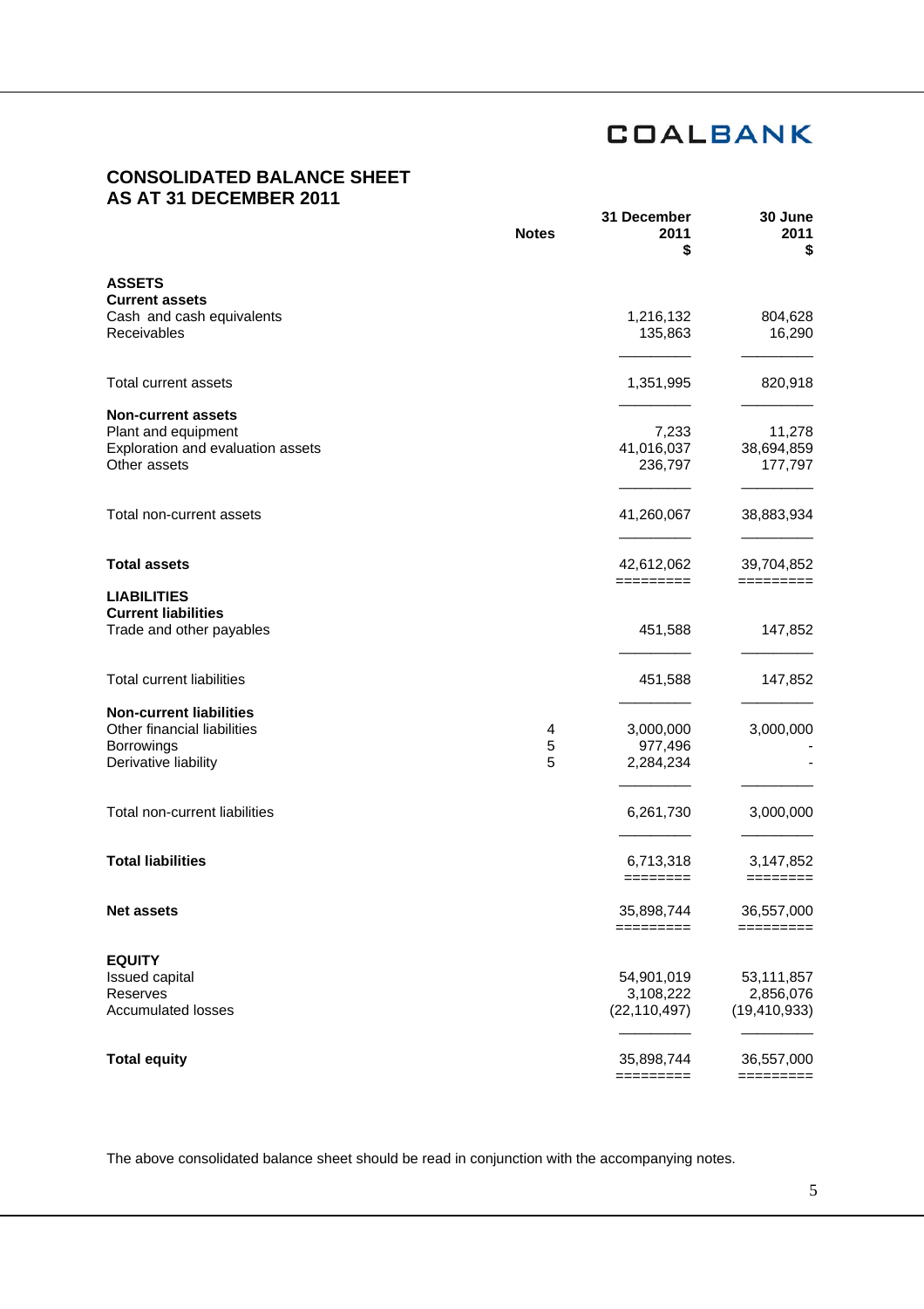COALBANK

# CONSOLIDATED BALANCE SHEET AS AT 31 DECEMBER 2011

| | Notes | 31 December 2011 $ | 30 June 2011 $ |
|---|---|---|---|
| **ASSETS** | | | |
| **Current assets** | | | |
| Cash and cash equivalents | | 1,216,132 | 804,628 |
| Receivables | | 135,863 | 16,290 |
| Total current assets | | 1,351,995 | 820,918 |
| **Non-current assets** | | | |
| Plant and equipment | | 7,233 | 11,278 |
| Exploration and evaluation assets | | 41,016,037 | 38,694,859 |
| Other assets | | 236,797 | 177,797 |
| Total non-current assets | | 41,260,067 | 38,883,934 |
| **Total assets** | | 42,612,062 | 39,704,852 |
| **LIABILITIES** | | | |
| **Current liabilities** | | | |
| Trade and other payables | | 451,588 | 147,852 |
| Total current liabilities | | 451,588 | 147,852 |
| **Non-current liabilities** | | | |
| Other financial liabilities | 4 | 3,000,000 | 3,000,000 |
| Borrowings | 5 | 977,496 | - |
| Derivative liability | 5 | 2,284,234 | - |
| Total non-current liabilities | | 6,261,730 | 3,000,000 |
| **Total liabilities** | | 6,713,318 | 3,147,852 |
| **Net assets** | | 35,898,744 | 36,557,000 |
| **EQUITY** | | | |
| Issued capital | | 54,901,019 | 53,111,857 |
| Reserves | | 3,108,222 | 2,856,076 |
| Accumulated losses | | (22,110,497) | (19,410,933) |
| **Total equity** | | 35,898,744 | 36,557,000 |

The above consolidated balance sheet should be read in conjunction with the accompanying notes.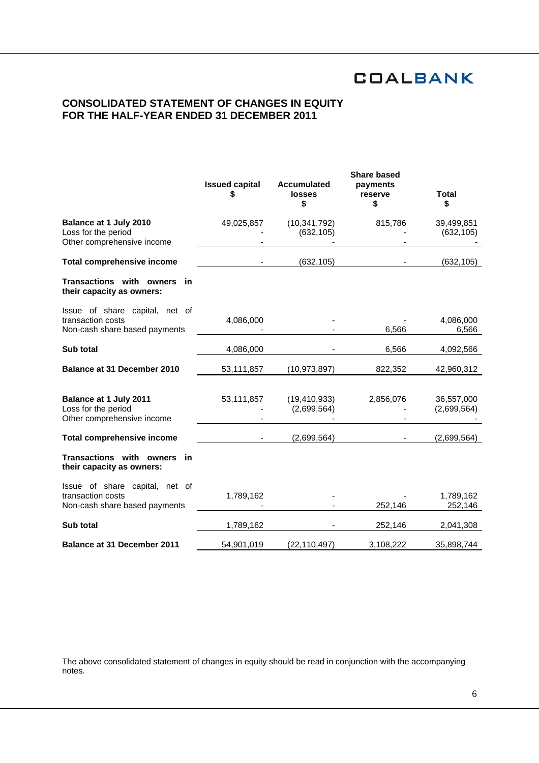COALBANK

# CONSOLIDATED STATEMENT OF CHANGES IN EQUITY FOR THE HALF-YEAR ENDED 31 DECEMBER 2011

| | Issued capital $ | Accumulated losses $ | Share based payments reserve $ | Total $ |
|---|---|---|---|---|
| **Balance at 1 July 2010** | 49,025,857 | (10,341,792) | 815,786 | 39,499,851 |
| Loss for the period | - | (632,105) | - | (632,105) |
| Other comprehensive income | - | - | - | - |
| **Total comprehensive income** | - | (632,105) | - | (632,105) |
| **Transactions with owners in their capacity as owners:** | | | | |
| Issue of share capital, net of transaction costs | 4,086,000 | - | - | 4,086,000 |
| Non-cash share based payments | - | - | 6,566 | 6,566 |
| **Sub total** | 4,086,000 | - | 6,566 | 4,092,566 |
| **Balance at 31 December 2010** | 53,111,857 | (10,973,897) | 822,352 | 42,960,312 |
| | | | | |
| **Balance at 1 July 2011** | 53,111,857 | (19,410,933) | 2,856,076 | 36,557,000 |
| Loss for the period | - | (2,699,564) | - | (2,699,564) |
| Other comprehensive income | - | - | - | - |
| **Total comprehensive income** | - | (2,699,564) | - | (2,699,564) |
| **Transactions with owners in their capacity as owners:** | | | | |
| Issue of share capital, net of transaction costs | 1,789,162 | - | - | 1,789,162 |
| Non-cash share based payments | - | - | 252,146 | 252,146 |
| **Sub total** | 1,789,162 | - | 252,146 | 2,041,308 |
| **Balance at 31 December 2011** | 54,901,019 | (22,110,497) | 3,108,222 | 35,898,744 |

The above consolidated statement of changes in equity should be read in conjunction with the accompanying notes.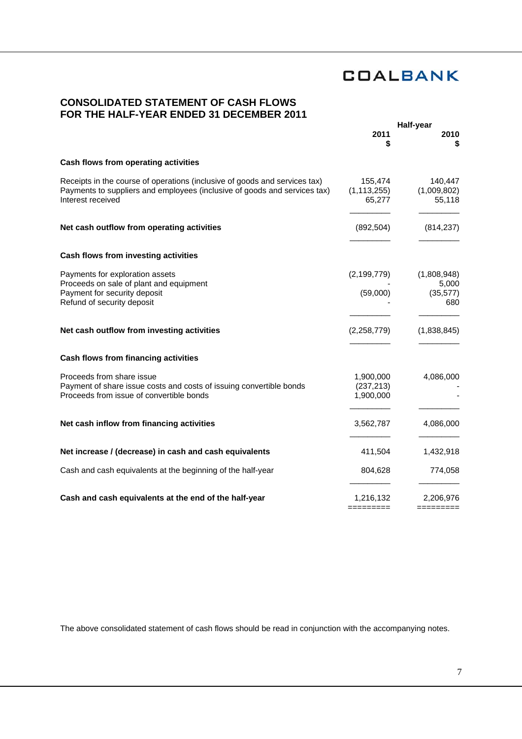COALBANK

# CONSOLIDATED STATEMENT OF CASH FLOWS FOR THE HALF-YEAR ENDED 31 DECEMBER 2011

| | Half-year | |
|---|---|---|
| | 2011 $ | 2010 $ |
| **Cash flows from operating activities** | | |
| Receipts in the course of operations (inclusive of goods and services tax) | 155,474 | 140,447 |
| Payments to suppliers and employees (inclusive of goods and services tax) | (1,113,255) | (1,009,802) |
| Interest received | 65,277 | 55,118 |
| **Net cash outflow from operating activities** | (892,504) | (814,237) |
| **Cash flows from investing activities** | | |
| Payments for exploration assets | (2,199,779) | (1,808,948) |
| Proceeds on sale of plant and equipment | - | 5,000 |
| Payment for security deposit | (59,000) | (35,577) |
| Refund of security deposit | - | 680 |
| **Net cash outflow from investing activities** | (2,258,779) | (1,838,845) |
| **Cash flows from financing activities** | | |
| Proceeds from share issue | 1,900,000 | 4,086,000 |
| Payment of share issue costs and costs of issuing convertible bonds | (237,213) | - |
| Proceeds from issue of convertible bonds | 1,900,000 | - |
| **Net cash inflow from financing activities** | 3,562,787 | 4,086,000 |
| **Net increase / (decrease) in cash and cash equivalents** | 411,504 | 1,432,918 |
| Cash and cash equivalents at the beginning of the half-year | 804,628 | 774,058 |
| **Cash and cash equivalents at the end of the half-year** | 1,216,132 | 2,206,976 |

The above consolidated statement of cash flows should be read in conjunction with the accompanying notes.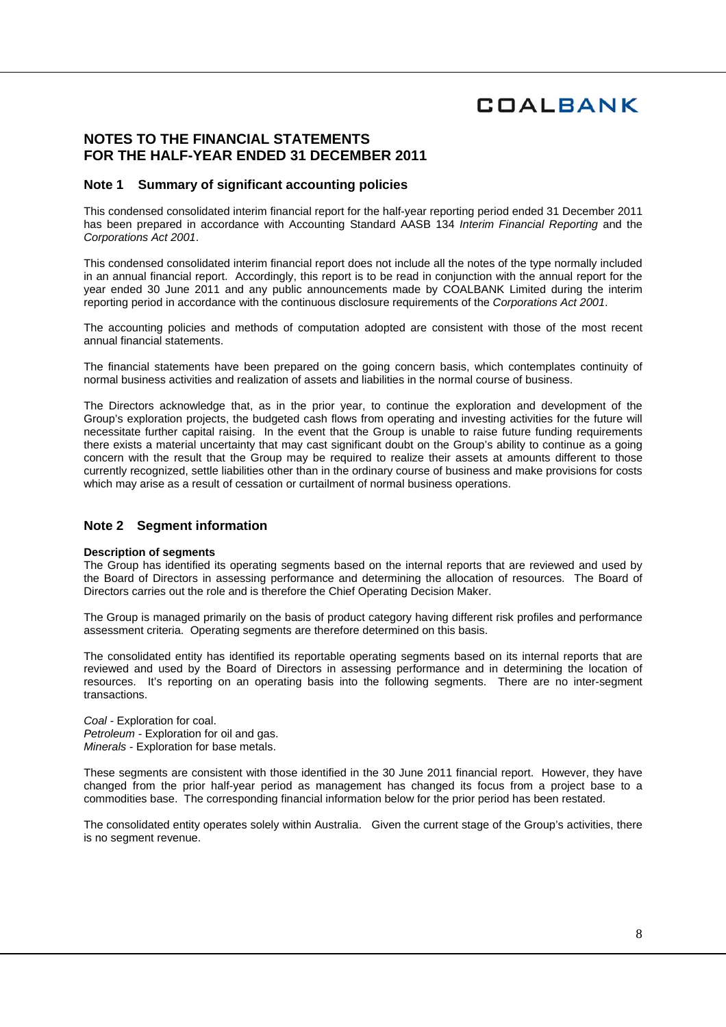## NOTES TO THE FINANCIAL STATEMENTS FOR THE HALF-YEAR ENDED 31 DECEMBER 2011

### Note 1 Summary of significant accounting policies

This condensed consolidated interim financial report for the half-year reporting period ended 31 December 2011 has been prepared in accordance with Accounting Standard AASB 134 *Interim Financial Reporting* and the *Corporations Act 2001*.

This condensed consolidated interim financial report does not include all the notes of the type normally included in an annual financial report. Accordingly, this report is to be read in conjunction with the annual report for the year ended 30 June 2011 and any public announcements made by COALBANK Limited during the interim reporting period in accordance with the continuous disclosure requirements of the *Corporations Act 2001*.

The accounting policies and methods of computation adopted are consistent with those of the most recent annual financial statements.

The financial statements have been prepared on the going concern basis, which contemplates continuity of normal business activities and realization of assets and liabilities in the normal course of business.

The Directors acknowledge that, as in the prior year, to continue the exploration and development of the Group's exploration projects, the budgeted cash flows from operating and investing activities for the future will necessitate further capital raising. In the event that the Group is unable to raise future funding requirements there exists a material uncertainty that may cast significant doubt on the Group's ability to continue as a going concern with the result that the Group may be required to realize their assets at amounts different to those currently recognized, settle liabilities other than in the ordinary course of business and make provisions for costs which may arise as a result of cessation or curtailment of normal business operations.

### Note 2 Segment information

**Description of segments**

The Group has identified its operating segments based on the internal reports that are reviewed and used by the Board of Directors in assessing performance and determining the allocation of resources. The Board of Directors carries out the role and is therefore the Chief Operating Decision Maker.

The Group is managed primarily on the basis of product category having different risk profiles and performance assessment criteria. Operating segments are therefore determined on this basis.

The consolidated entity has identified its reportable operating segments based on its internal reports that are reviewed and used by the Board of Directors in assessing performance and in determining the location of resources. It's reporting on an operating basis into the following segments. There are no inter-segment transactions.

*Coal* - Exploration for coal.
*Petroleum* - Exploration for oil and gas.
*Minerals* - Exploration for base metals.

These segments are consistent with those identified in the 30 June 2011 financial report. However, they have changed from the prior half-year period as management has changed its focus from a project base to a commodities base. The corresponding financial information below for the prior period has been restated.

The consolidated entity operates solely within Australia. Given the current stage of the Group's activities, there is no segment revenue.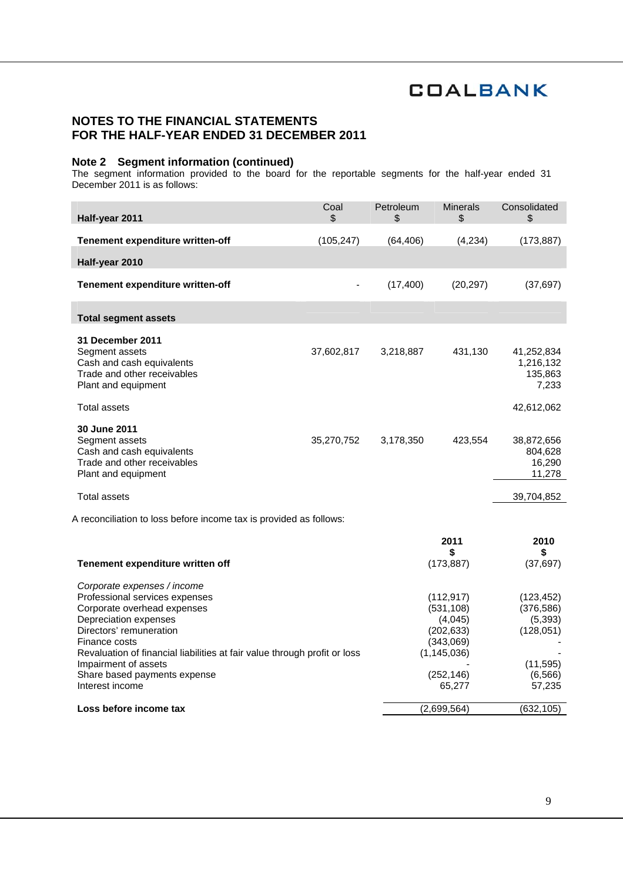## NOTES TO THE FINANCIAL STATEMENTS
## FOR THE HALF-YEAR ENDED 31 DECEMBER 2011

### Note 2 Segment information (continued)

The segment information provided to the board for the reportable segments for the half-year ended 31 December 2011 is as follows:

| Half-year 2011 | Coal $ | Petroleum $ | Minerals $ | Consolidated $ |
|---|---|---|---|---|
| **Tenement expenditure written-off** | (105,247) | (64,406) | (4,234) | (173,887) |
| **Half-year 2010** | | | | |
| **Tenement expenditure written-off** | - | (17,400) | (20,297) | (37,697) |
| **Total segment assets** | | | | |
| **31 December 2011** | | | | |
| Segment assets | 37,602,817 | 3,218,887 | 431,130 | 41,252,834 |
| Cash and cash equivalents | | | | 1,216,132 |
| Trade and other receivables | | | | 135,863 |
| Plant and equipment | | | | 7,233 |
| Total assets | | | | 42,612,062 |
| **30 June 2011** | | | | |
| Segment assets | 35,270,752 | 3,178,350 | 423,554 | 38,872,656 |
| Cash and cash equivalents | | | | 804,628 |
| Trade and other receivables | | | | 16,290 |
| Plant and equipment | | | | 11,278 |
| Total assets | | | | 39,704,852 |

A reconciliation to loss before income tax is provided as follows:

| | 2011 $ | 2010 $ |
|---|---|---|
| **Tenement expenditure written off** | (173,887) | (37,697) |
| *Corporate expenses / income* | | |
| Professional services expenses | (112,917) | (123,452) |
| Corporate overhead expenses | (531,108) | (376,586) |
| Depreciation expenses | (4,045) | (5,393) |
| Directors' remuneration | (202,633) | (128,051) |
| Finance costs | (343,069) | - |
| Revaluation of financial liabilities at fair value through profit or loss | (1,145,036) | - |
| Impairment of assets | - | (11,595) |
| Share based payments expense | (252,146) | (6,566) |
| Interest income | 65,277 | 57,235 |
| **Loss before income tax** | (2,699,564) | (632,105) |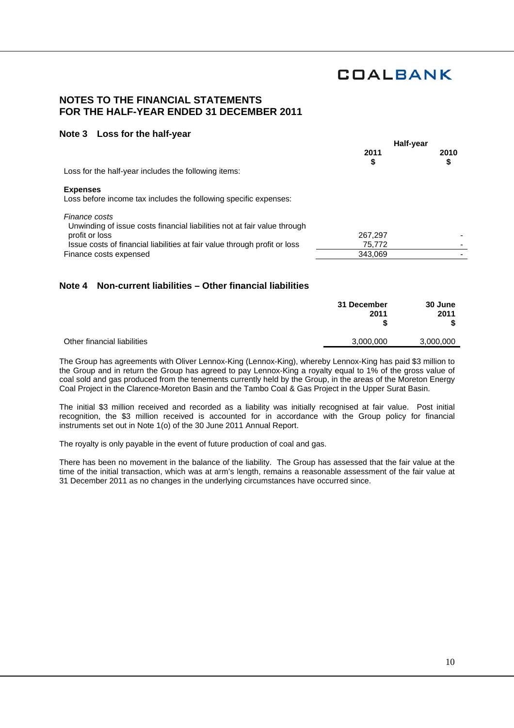# NOTES TO THE FINANCIAL STATEMENTS
# FOR THE HALF-YEAR ENDED 31 DECEMBER 2011

## Note 3 Loss for the half-year

| | Half-year | |
|---|---|---|
| | 2011 $ | 2010 $ |
| Loss for the half-year includes the following items: | | |
| **Expenses** | | |
| Loss before income tax includes the following specific expenses: | | |
| *Finance costs* | | |
| Unwinding of issue costs financial liabilities not at fair value through profit or loss | 267,297 | - |
| Issue costs of financial liabilities at fair value through profit or loss | 75,772 | - |
| Finance costs expensed | 343,069 | - |

## Note 4 Non-current liabilities – Other financial liabilities

| | 31 December 2011 $ | 30 June 2011 $ |
|---|---|---|
| Other financial liabilities | 3,000,000 | 3,000,000 |

The Group has agreements with Oliver Lennox-King (Lennox-King), whereby Lennox-King has paid $3 million to the Group and in return the Group has agreed to pay Lennox-King a royalty equal to 1% of the gross value of coal sold and gas produced from the tenements currently held by the Group, in the areas of the Moreton Energy Coal Project in the Clarence-Moreton Basin and the Tambo Coal & Gas Project in the Upper Surat Basin.

The initial $3 million received and recorded as a liability was initially recognised at fair value. Post initial recognition, the $3 million received is accounted for in accordance with the Group policy for financial instruments set out in Note 1(o) of the 30 June 2011 Annual Report.

The royalty is only payable in the event of future production of coal and gas.

There has been no movement in the balance of the liability. The Group has assessed that the fair value at the time of the initial transaction, which was at arm's length, remains a reasonable assessment of the fair value at 31 December 2011 as no changes in the underlying circumstances have occurred since.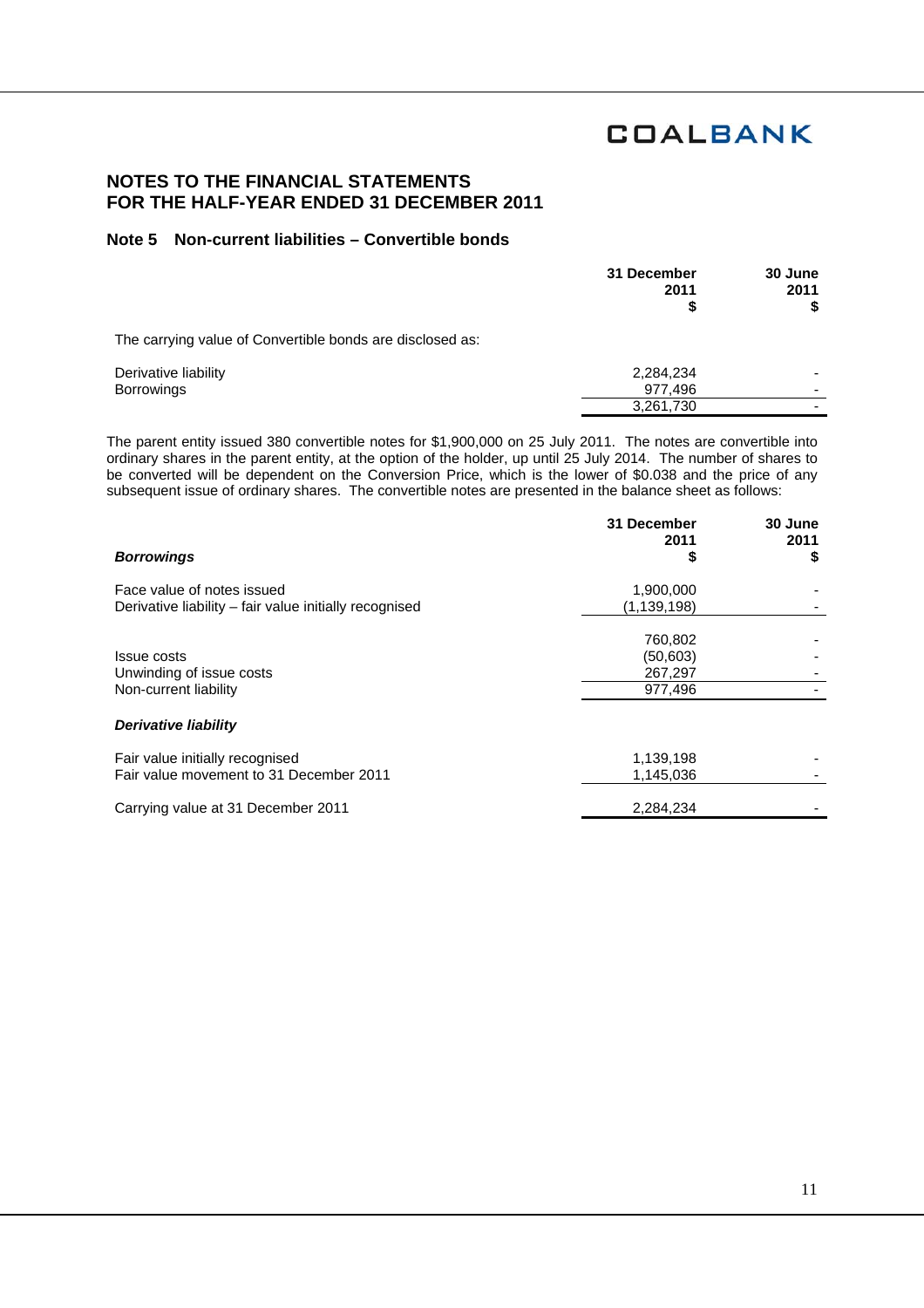## NOTES TO THE FINANCIAL STATEMENTS FOR THE HALF-YEAR ENDED 31 DECEMBER 2011

### Note 5 Non-current liabilities – Convertible bonds

| | 31 December 2011 $ | 30 June 2011 $ |
|---|---|---|
| The carrying value of Convertible bonds are disclosed as: | | |
| Derivative liability | 2,284,234 | - |
| Borrowings | 977,496 | - |
| | 3,261,730 | - |

The parent entity issued 380 convertible notes for $1,900,000 on 25 July 2011. The notes are convertible into ordinary shares in the parent entity, at the option of the holder, up until 25 July 2014. The number of shares to be converted will be dependent on the Conversion Price, which is the lower of $0.038 and the price of any subsequent issue of ordinary shares. The convertible notes are presented in the balance sheet as follows:

| | 31 December 2011 $ | 30 June 2011 $ |
|---|---|---|
| ***Borrowings*** | | |
| Face value of notes issued | 1,900,000 | - |
| Derivative liability – fair value initially recognised | (1,139,198) | - |
| | 760,802 | - |
| Issue costs | (50,603) | - |
| Unwinding of issue costs | 267,297 | - |
| Non-current liability | 977,496 | - |
| ***Derivative liability*** | | |
| Fair value initially recognised | 1,139,198 | - |
| Fair value movement to 31 December 2011 | 1,145,036 | - |
| Carrying value at 31 December 2011 | 2,284,234 | - |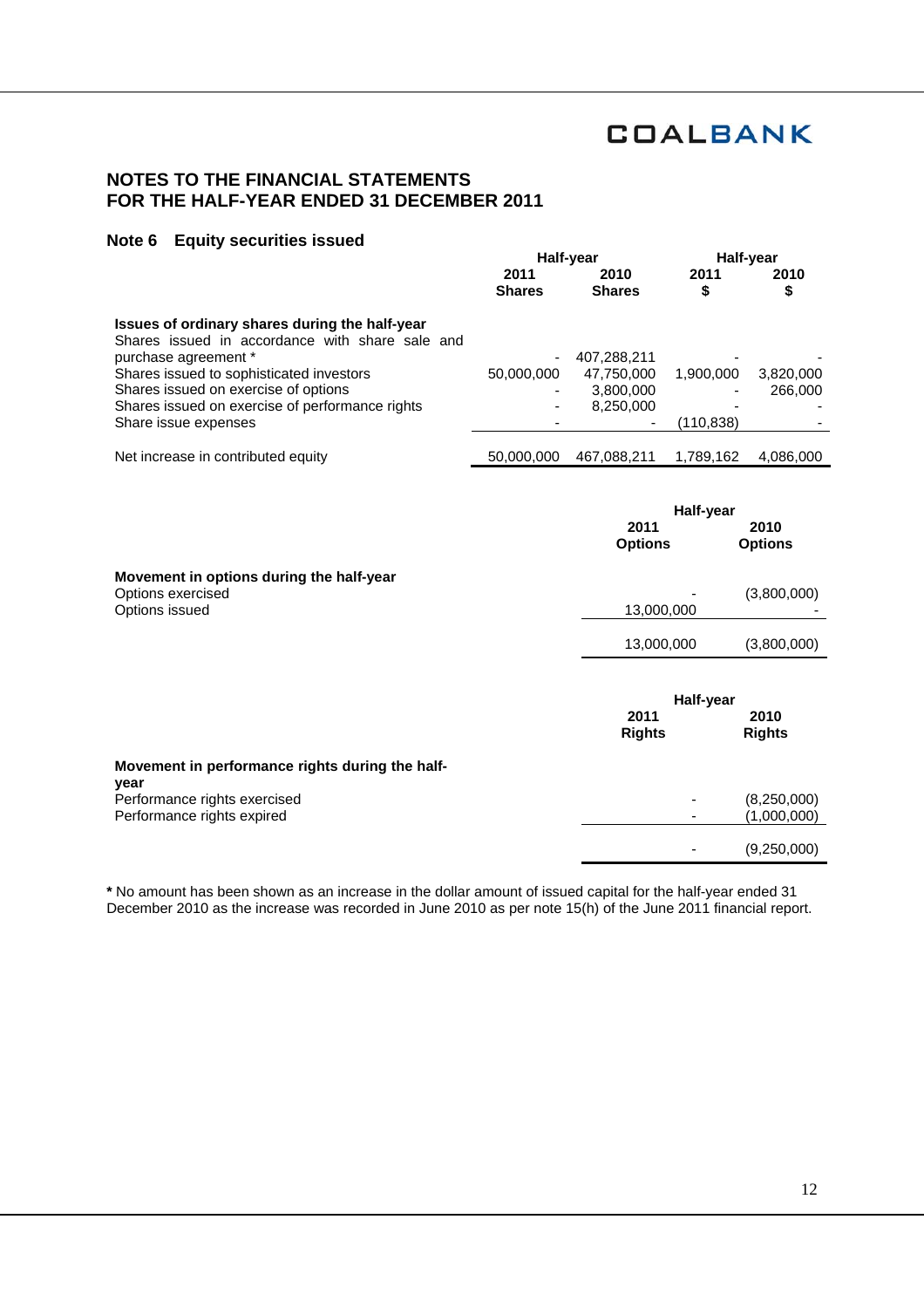# NOTES TO THE FINANCIAL STATEMENTS
# FOR THE HALF-YEAR ENDED 31 DECEMBER 2011

## Note 6 Equity securities issued

| | Half-year | | Half-year | |
|---|---|---|---|---|
| | 2011<br>Shares | 2010<br>Shares | 2011<br>$ | 2010<br>$ |
| **Issues of ordinary shares during the half-year** | | | | |
| Shares issued in accordance with share sale and purchase agreement * | - | 407,288,211 | - | - |
| Shares issued to sophisticated investors | 50,000,000 | 47,750,000 | 1,900,000 | 3,820,000 |
| Shares issued on exercise of options | - | 3,800,000 | - | 266,000 |
| Shares issued on exercise of performance rights | - | 8,250,000 | - | - |
| Share issue expenses | - | - | (110,838) | - |
| Net increase in contributed equity | 50,000,000 | 467,088,211 | 1,789,162 | 4,086,000 |

| | Half-year | |
|---|---|---|
| | 2011<br>Options | 2010<br>Options |
| **Movement in options during the half-year** | | |
| Options exercised | - | (3,800,000) |
| Options issued | 13,000,000 | - |
| | 13,000,000 | (3,800,000) |

| | Half-year | |
|---|---|---|
| | 2011<br>Rights | 2010<br>Rights |
| **Movement in performance rights during the half-year** | | |
| Performance rights exercised | - | (8,250,000) |
| Performance rights expired | - | (1,000,000) |
| | - | (9,250,000) |

**\*** No amount has been shown as an increase in the dollar amount of issued capital for the half-year ended 31 December 2010 as the increase was recorded in June 2010 as per note 15(h) of the June 2011 financial report.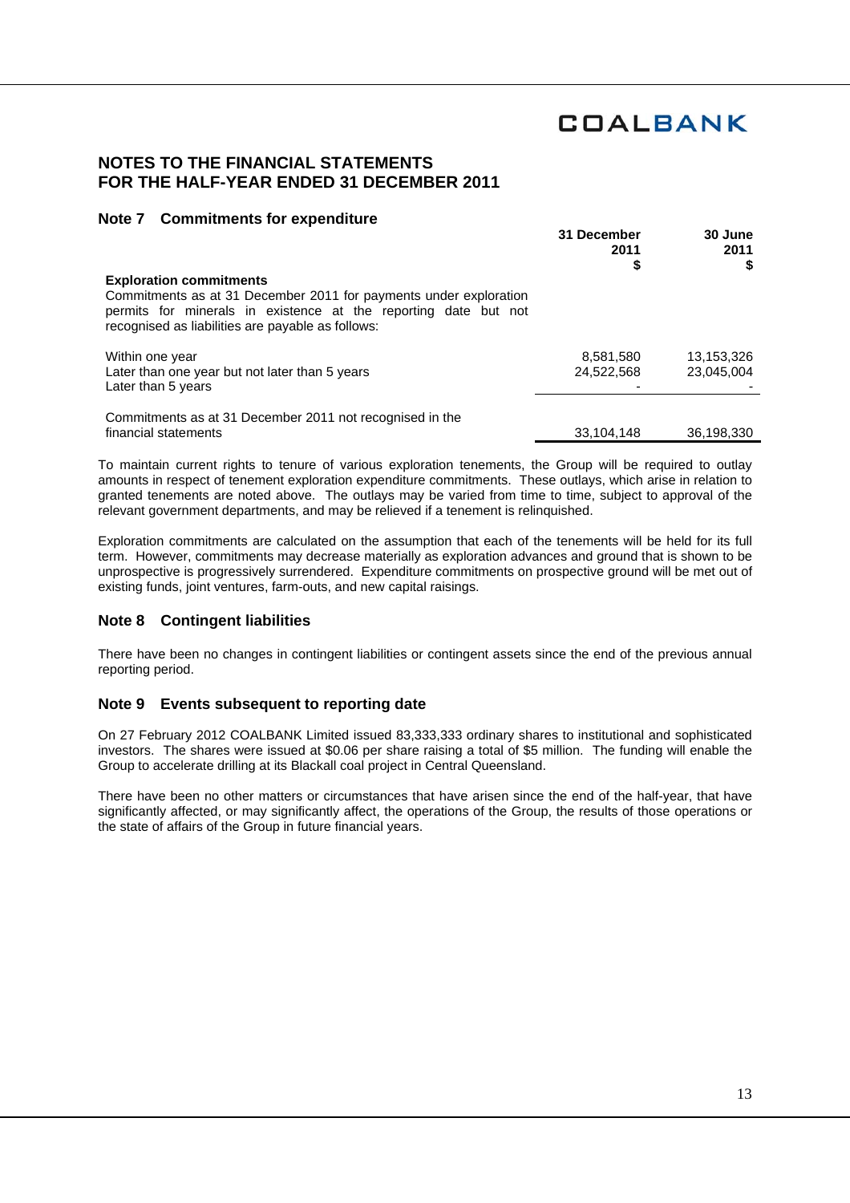## NOTES TO THE FINANCIAL STATEMENTS
## FOR THE HALF-YEAR ENDED 31 DECEMBER 2011

### Note 7 Commitments for expenditure

| | 31 December 2011 $ | 30 June 2011 $ |
|---|---|---|
| **Exploration commitments** | | |
| Commitments as at 31 December 2011 for payments under exploration permits for minerals in existence at the reporting date but not recognised as liabilities are payable as follows: | | |
| Within one year | 8,581,580 | 13,153,326 |
| Later than one year but not later than 5 years | 24,522,568 | 23,045,004 |
| Later than 5 years | - | - |
| Commitments as at 31 December 2011 not recognised in the financial statements | 33,104,148 | 36,198,330 |

To maintain current rights to tenure of various exploration tenements, the Group will be required to outlay amounts in respect of tenement exploration expenditure commitments. These outlays, which arise in relation to granted tenements are noted above. The outlays may be varied from time to time, subject to approval of the relevant government departments, and may be relieved if a tenement is relinquished.

Exploration commitments are calculated on the assumption that each of the tenements will be held for its full term. However, commitments may decrease materially as exploration advances and ground that is shown to be unprospective is progressively surrendered. Expenditure commitments on prospective ground will be met out of existing funds, joint ventures, farm-outs, and new capital raisings.

### Note 8 Contingent liabilities

There have been no changes in contingent liabilities or contingent assets since the end of the previous annual reporting period.

### Note 9 Events subsequent to reporting date

On 27 February 2012 COALBANK Limited issued 83,333,333 ordinary shares to institutional and sophisticated investors. The shares were issued at $0.06 per share raising a total of $5 million. The funding will enable the Group to accelerate drilling at its Blackall coal project in Central Queensland.

There have been no other matters or circumstances that have arisen since the end of the half-year, that have significantly affected, or may significantly affect, the operations of the Group, the results of those operations or the state of affairs of the Group in future financial years.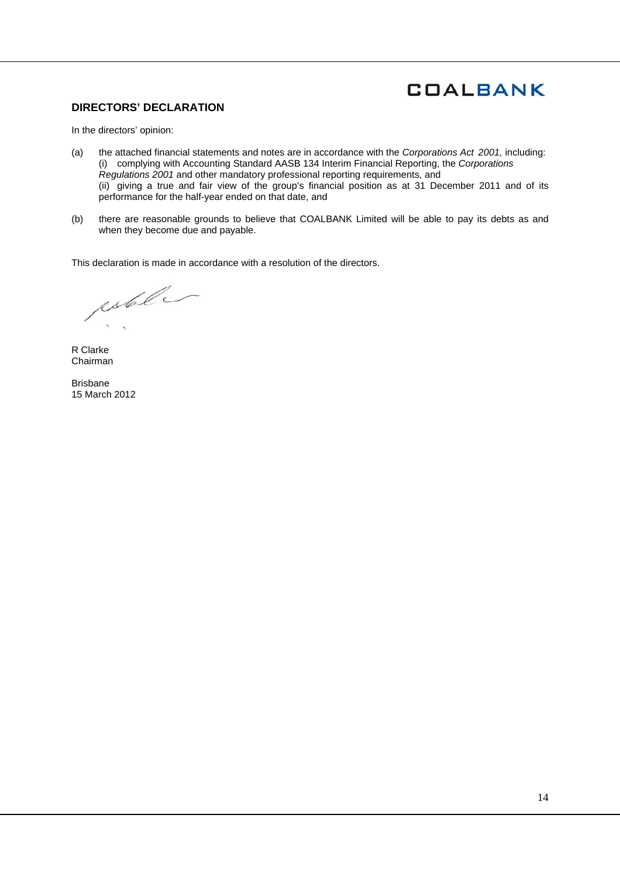COALBANK

## DIRECTORS' DECLARATION

In the directors' opinion:

(a) the attached financial statements and notes are in accordance with the *Corporations Act 2001,* including:
   (i) complying with Accounting Standard AASB 134 Interim Financial Reporting, the *Corporations Regulations 2001* and other mandatory professional reporting requirements, and
   (ii) giving a true and fair view of the group's financial position as at 31 December 2011 and of its performance for the half-year ended on that date, and

(b) there are reasonable grounds to believe that COALBANK Limited will be able to pay its debts as and when they become due and payable.

This declaration is made in accordance with a resolution of the directors.

R Clarke
Chairman

Brisbane
15 March 2012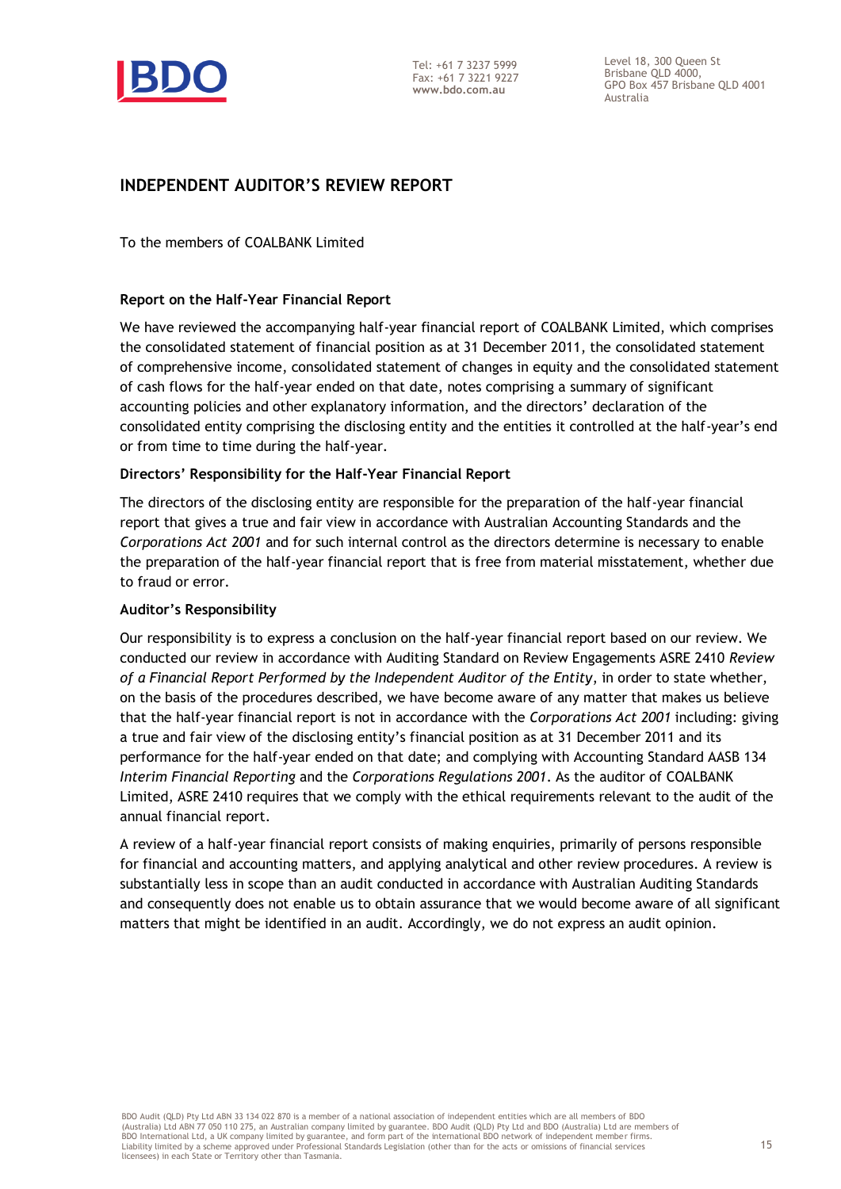# INDEPENDENT AUDITOR'S REVIEW REPORT

To the members of COALBANK Limited

## Report on the Half-Year Financial Report

We have reviewed the accompanying half-year financial report of COALBANK Limited, which comprises the consolidated statement of financial position as at 31 December 2011, the consolidated statement of comprehensive income, consolidated statement of changes in equity and the consolidated statement of cash flows for the half-year ended on that date, notes comprising a summary of significant accounting policies and other explanatory information, and the directors' declaration of the consolidated entity comprising the disclosing entity and the entities it controlled at the half-year's end or from time to time during the half-year.

### Directors' Responsibility for the Half-Year Financial Report

The directors of the disclosing entity are responsible for the preparation of the half-year financial report that gives a true and fair view in accordance with Australian Accounting Standards and the *Corporations Act 2001* and for such internal control as the directors determine is necessary to enable the preparation of the half-year financial report that is free from material misstatement, whether due to fraud or error.

### Auditor's Responsibility

Our responsibility is to express a conclusion on the half-year financial report based on our review. We conducted our review in accordance with Auditing Standard on Review Engagements ASRE 2410 *Review of a Financial Report Performed by the Independent Auditor of the Entity*, in order to state whether, on the basis of the procedures described, we have become aware of any matter that makes us believe that the half-year financial report is not in accordance with the *Corporations Act 2001* including: giving a true and fair view of the disclosing entity's financial position as at 31 December 2011 and its performance for the half-year ended on that date; and complying with Accounting Standard AASB 134 *Interim Financial Reporting* and the *Corporations Regulations 2001*. As the auditor of COALBANK Limited, ASRE 2410 requires that we comply with the ethical requirements relevant to the audit of the annual financial report.

A review of a half-year financial report consists of making enquiries, primarily of persons responsible for financial and accounting matters, and applying analytical and other review procedures. A review is substantially less in scope than an audit conducted in accordance with Australian Auditing Standards and consequently does not enable us to obtain assurance that we would become aware of all significant matters that might be identified in an audit. Accordingly, we do not express an audit opinion.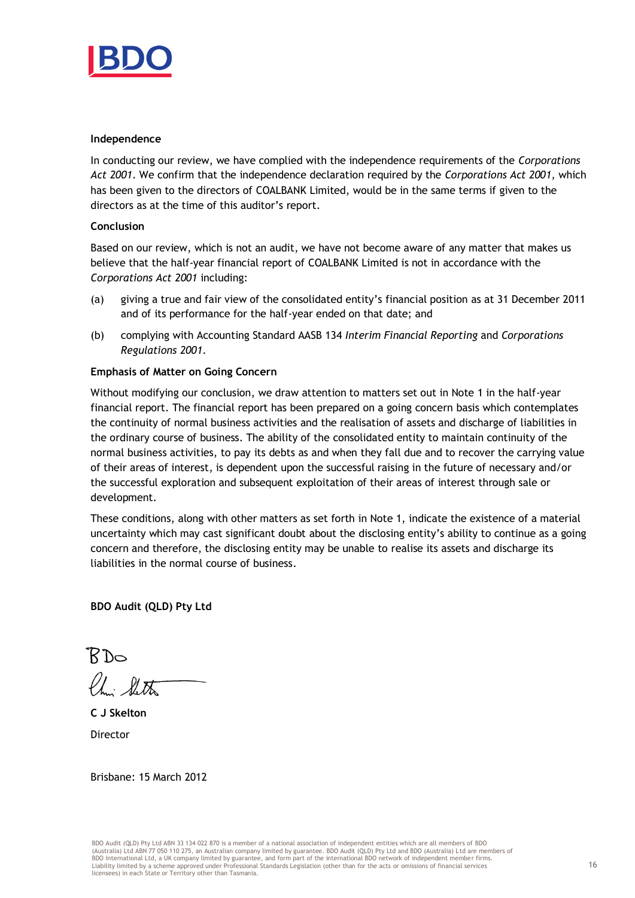**Independence**

In conducting our review, we have complied with the independence requirements of the *Corporations Act 2001*. We confirm that the independence declaration required by the *Corporations Act 2001*, which has been given to the directors of COALBANK Limited, would be in the same terms if given to the directors as at the time of this auditor's report.

**Conclusion**

Based on our review, which is not an audit, we have not become aware of any matter that makes us believe that the half-year financial report of COALBANK Limited is not in accordance with the *Corporations Act 2001* including:

(a) giving a true and fair view of the consolidated entity's financial position as at 31 December 2011 and of its performance for the half-year ended on that date; and

(b) complying with Accounting Standard AASB 134 *Interim Financial Reporting* and *Corporations Regulations 2001*.

**Emphasis of Matter on Going Concern**

Without modifying our conclusion, we draw attention to matters set out in Note 1 in the half-year financial report. The financial report has been prepared on a going concern basis which contemplates the continuity of normal business activities and the realisation of assets and discharge of liabilities in the ordinary course of business. The ability of the consolidated entity to maintain continuity of the normal business activities, to pay its debts as and when they fall due and to recover the carrying value of their areas of interest, is dependent upon the successful raising in the future of necessary and/or the successful exploration and subsequent exploitation of their areas of interest through sale or development.

These conditions, along with other matters as set forth in Note 1, indicate the existence of a material uncertainty which may cast significant doubt about the disclosing entity's ability to continue as a going concern and therefore, the disclosing entity may be unable to realise its assets and discharge its liabilities in the normal course of business.

**BDO Audit (QLD) Pty Ltd**

BDO

**C J Skelton**

Director

Brisbane: 15 March 2012

BDO Audit (QLD) Pty Ltd ABN 33 134 022 870 is a member of a national association of independent entities which are all members of BDO (Australia) Ltd ABN 77 050 110 275, an Australian company limited by guarantee. BDO Audit (QLD) Pty Ltd and BDO (Australia) Ltd are members of BDO International Ltd, a UK company limited by guarantee, and form part of the international BDO network of independent member firms. Liability limited by a scheme approved under Professional Standards Legislation (other than for the acts or omissions of financial services licensees) in each State or Territory other than Tasmania.